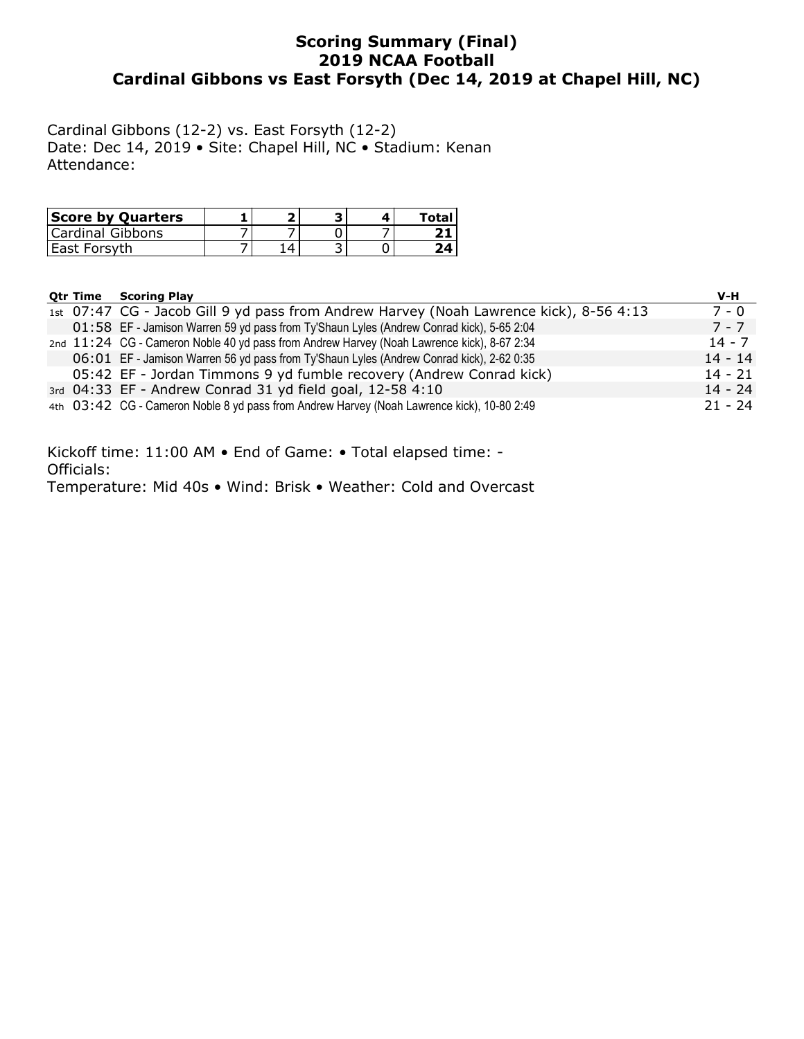# Scoring Summary (Final)
## 2019 NCAA Football
## Cardinal Gibbons vs East Forsyth (Dec 14, 2019 at Chapel Hill, NC)

Cardinal Gibbons (12-2) vs. East Forsyth (12-2)
Date: Dec 14, 2019 • Site: Chapel Hill, NC • Stadium: Kenan
Attendance:

| Score by Quarters | 1 | 2 | 3 | 4 | Total |
|---|---|---|---|---|---|
| Cardinal Gibbons | 7 | 7 | 0 | 7 | **21** |
| East Forsyth | 7 | 14 | 3 | 0 | **24** |

| Qtr | Time | Scoring Play | V-H |
|---|---|---|---|
| 1st | 07:47 | CG - Jacob Gill 9 yd pass from Andrew Harvey (Noah Lawrence kick), 8-56 4:13 | 7 - 0 |
| | 01:58 | EF - Jamison Warren 59 yd pass from Ty'Shaun Lyles (Andrew Conrad kick), 5-65 2:04 | 7 - 7 |
| 2nd | 11:24 | CG - Cameron Noble 40 yd pass from Andrew Harvey (Noah Lawrence kick), 8-67 2:34 | 14 - 7 |
| | 06:01 | EF - Jamison Warren 56 yd pass from Ty'Shaun Lyles (Andrew Conrad kick), 2-62 0:35 | 14 - 14 |
| | 05:42 | EF - Jordan Timmons 9 yd fumble recovery (Andrew Conrad kick) | 14 - 21 |
| 3rd | 04:33 | EF - Andrew Conrad 31 yd field goal, 12-58 4:10 | 14 - 24 |
| 4th | 03:42 | CG - Cameron Noble 8 yd pass from Andrew Harvey (Noah Lawrence kick), 10-80 2:49 | 21 - 24 |

Kickoff time: 11:00 AM • End of Game: • Total elapsed time: -
Officials:
Temperature: Mid 40s • Wind: Brisk • Weather: Cold and Overcast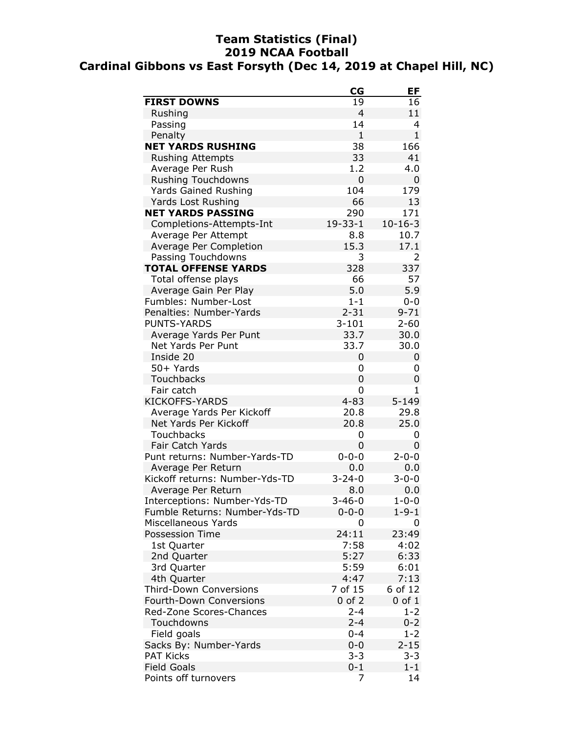# Team Statistics (Final)
## 2019 NCAA Football
## Cardinal Gibbons vs East Forsyth (Dec 14, 2019 at Chapel Hill, NC)

| | CG | EF |
|---|---|---|
| **FIRST DOWNS** | 19 | 16 |
| Rushing | 4 | 11 |
| Passing | 14 | 4 |
| Penalty | 1 | 1 |
| **NET YARDS RUSHING** | 38 | 166 |
| Rushing Attempts | 33 | 41 |
| Average Per Rush | 1.2 | 4.0 |
| Rushing Touchdowns | 0 | 0 |
| Yards Gained Rushing | 104 | 179 |
| Yards Lost Rushing | 66 | 13 |
| **NET YARDS PASSING** | 290 | 171 |
| Completions-Attempts-Int | 19-33-1 | 10-16-3 |
| Average Per Attempt | 8.8 | 10.7 |
| Average Per Completion | 15.3 | 17.1 |
| Passing Touchdowns | 3 | 2 |
| **TOTAL OFFENSE YARDS** | 328 | 337 |
| Total offense plays | 66 | 57 |
| Average Gain Per Play | 5.0 | 5.9 |
| Fumbles: Number-Lost | 1-1 | 0-0 |
| Penalties: Number-Yards | 2-31 | 9-71 |
| PUNTS-YARDS | 3-101 | 2-60 |
| Average Yards Per Punt | 33.7 | 30.0 |
| Net Yards Per Punt | 33.7 | 30.0 |
| Inside 20 | 0 | 0 |
| 50+ Yards | 0 | 0 |
| Touchbacks | 0 | 0 |
| Fair catch | 0 | 1 |
| KICKOFFS-YARDS | 4-83 | 5-149 |
| Average Yards Per Kickoff | 20.8 | 29.8 |
| Net Yards Per Kickoff | 20.8 | 25.0 |
| Touchbacks | 0 | 0 |
| Fair Catch Yards | 0 | 0 |
| Punt returns: Number-Yards-TD | 0-0-0 | 2-0-0 |
| Average Per Return | 0.0 | 0.0 |
| Kickoff returns: Number-Yds-TD | 3-24-0 | 3-0-0 |
| Average Per Return | 8.0 | 0.0 |
| Interceptions: Number-Yds-TD | 3-46-0 | 1-0-0 |
| Fumble Returns: Number-Yds-TD | 0-0-0 | 1-9-1 |
| Miscellaneous Yards | 0 | 0 |
| Possession Time | 24:11 | 23:49 |
| 1st Quarter | 7:58 | 4:02 |
| 2nd Quarter | 5:27 | 6:33 |
| 3rd Quarter | 5:59 | 6:01 |
| 4th Quarter | 4:47 | 7:13 |
| Third-Down Conversions | 7 of 15 | 6 of 12 |
| Fourth-Down Conversions | 0 of 2 | 0 of 1 |
| Red-Zone Scores-Chances | 2-4 | 1-2 |
| Touchdowns | 2-4 | 0-2 |
| Field goals | 0-4 | 1-2 |
| Sacks By: Number-Yards | 0-0 | 2-15 |
| PAT Kicks | 3-3 | 3-3 |
| Field Goals | 0-1 | 1-1 |
| Points off turnovers | 7 | 14 |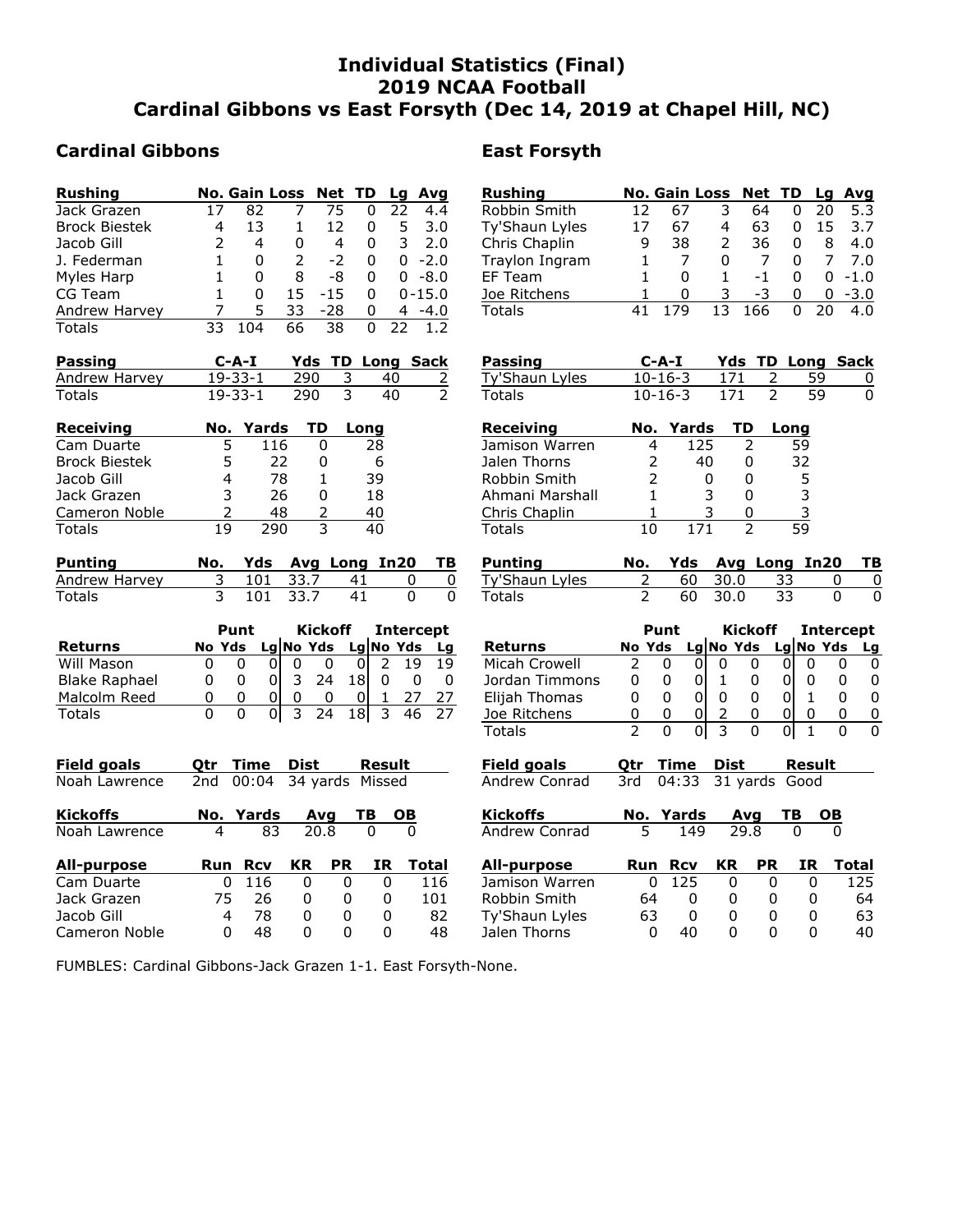# Individual Statistics (Final)
# 2019 NCAA Football
# Cardinal Gibbons vs East Forsyth (Dec 14, 2019 at Chapel Hill, NC)

## Cardinal Gibbons

| Rushing | No. | Gain | Loss | Net | TD | Lg | Avg |
|---|---|---|---|---|---|---|---|
| Jack Grazen | 17 | 82 | 7 | 75 | 0 | 22 | 4.4 |
| Brock Biestek | 4 | 13 | 1 | 12 | 0 | 5 | 3.0 |
| Jacob Gill | 2 | 4 | 0 | 4 | 0 | 3 | 2.0 |
| J. Federman | 1 | 0 | 2 | -2 | 0 | 0 | -2.0 |
| Myles Harp | 1 | 0 | 8 | -8 | 0 | 0 | -8.0 |
| CG Team | 1 | 0 | 15 | -15 | 0 | 0 | -15.0 |
| Andrew Harvey | 7 | 5 | 33 | -28 | 0 | 4 | -4.0 |
| Totals | 33 | 104 | 66 | 38 | 0 | 22 | 1.2 |

| Passing | C-A-I | Yds | TD | Long | Sack |
|---|---|---|---|---|---|
| Andrew Harvey | 19-33-1 | 290 | 3 | 40 | 2 |
| Totals | 19-33-1 | 290 | 3 | 40 | 2 |

| Receiving | No. | Yards | TD | Long |
|---|---|---|---|---|
| Cam Duarte | 5 | 116 | 0 | 28 |
| Brock Biestek | 5 | 22 | 0 | 6 |
| Jacob Gill | 4 | 78 | 1 | 39 |
| Jack Grazen | 3 | 26 | 0 | 18 |
| Cameron Noble | 2 | 48 | 2 | 40 |
| Totals | 19 | 290 | 3 | 40 |

| Punting | No. | Yds | Avg | Long | In20 | TB |
|---|---|---|---|---|---|---|
| Andrew Harvey | 3 | 101 | 33.7 | 41 | 0 | 0 |
| Totals | 3 | 101 | 33.7 | 41 | 0 | 0 |

| | Punt | | | Kickoff | | | Intercept | | |
|---|---|---|---|---|---|---|---|---|---|
| Returns | No | Yds | Lg | No | Yds | Lg | No | Yds | Lg |
| Will Mason | 0 | 0 | 0 | 0 | 0 | 0 | 2 | 19 | 19 |
| Blake Raphael | 0 | 0 | 0 | 3 | 24 | 18 | 0 | 0 | 0 |
| Malcolm Reed | 0 | 0 | 0 | 0 | 0 | 0 | 1 | 27 | 27 |
| Totals | 0 | 0 | 0 | 3 | 24 | 18 | 3 | 46 | 27 |

| Field goals | Qtr | Time | Dist | Result |
|---|---|---|---|---|
| Noah Lawrence | 2nd | 00:04 | 34 yards | Missed |

| Kickoffs | No. | Yards | Avg | TB | OB |
|---|---|---|---|---|---|
| Noah Lawrence | 4 | 83 | 20.8 | 0 | 0 |

| All-purpose | Run | Rcv | KR | PR | IR | Total |
|---|---|---|---|---|---|---|
| Cam Duarte | 0 | 116 | 0 | 0 | 0 | 116 |
| Jack Grazen | 75 | 26 | 0 | 0 | 0 | 101 |
| Jacob Gill | 4 | 78 | 0 | 0 | 0 | 82 |
| Cameron Noble | 0 | 48 | 0 | 0 | 0 | 48 |

## East Forsyth

| Rushing | No. | Gain | Loss | Net | TD | Lg | Avg |
|---|---|---|---|---|---|---|---|
| Robbin Smith | 12 | 67 | 3 | 64 | 0 | 20 | 5.3 |
| Ty'Shaun Lyles | 17 | 67 | 4 | 63 | 0 | 15 | 3.7 |
| Chris Chaplin | 9 | 38 | 2 | 36 | 0 | 8 | 4.0 |
| Traylon Ingram | 1 | 7 | 0 | 7 | 0 | 7 | 7.0 |
| EF Team | 1 | 0 | 1 | -1 | 0 | 0 | -1.0 |
| Joe Ritchens | 1 | 0 | 3 | -3 | 0 | 0 | -3.0 |
| Totals | 41 | 179 | 13 | 166 | 0 | 20 | 4.0 |

| Passing | C-A-I | Yds | TD | Long | Sack |
|---|---|---|---|---|---|
| Ty'Shaun Lyles | 10-16-3 | 171 | 2 | 59 | 0 |
| Totals | 10-16-3 | 171 | 2 | 59 | 0 |

| Receiving | No. | Yards | TD | Long |
|---|---|---|---|---|
| Jamison Warren | 4 | 125 | 2 | 59 |
| Jalen Thorns | 2 | 40 | 0 | 32 |
| Robbin Smith | 2 | 0 | 0 | 5 |
| Ahmani Marshall | 1 | 3 | 0 | 3 |
| Chris Chaplin | 1 | 3 | 0 | 3 |
| Totals | 10 | 171 | 2 | 59 |

| Punting | No. | Yds | Avg | Long | In20 | TB |
|---|---|---|---|---|---|---|
| Ty'Shaun Lyles | 2 | 60 | 30.0 | 33 | 0 | 0 |
| Totals | 2 | 60 | 30.0 | 33 | 0 | 0 |

| | Punt | | | Kickoff | | | Intercept | | |
|---|---|---|---|---|---|---|---|---|---|
| Returns | No | Yds | Lg | No | Yds | Lg | No | Yds | Lg |
| Micah Crowell | 2 | 0 | 0 | 0 | 0 | 0 | 0 | 0 | 0 |
| Jordan Timmons | 0 | 0 | 0 | 1 | 0 | 0 | 0 | 0 | 0 |
| Elijah Thomas | 0 | 0 | 0 | 0 | 0 | 0 | 1 | 0 | 0 |
| Joe Ritchens | 0 | 0 | 0 | 2 | 0 | 0 | 0 | 0 | 0 |
| Totals | 2 | 0 | 0 | 3 | 0 | 0 | 1 | 0 | 0 |

| Field goals | Qtr | Time | Dist | Result |
|---|---|---|---|---|
| Andrew Conrad | 3rd | 04:33 | 31 yards | Good |

| Kickoffs | No. | Yards | Avg | TB | OB |
|---|---|---|---|---|---|
| Andrew Conrad | 5 | 149 | 29.8 | 0 | 0 |

| All-purpose | Run | Rcv | KR | PR | IR | Total |
|---|---|---|---|---|---|---|
| Jamison Warren | 0 | 125 | 0 | 0 | 0 | 125 |
| Robbin Smith | 64 | 0 | 0 | 0 | 0 | 64 |
| Ty'Shaun Lyles | 63 | 0 | 0 | 0 | 0 | 63 |
| Jalen Thorns | 0 | 40 | 0 | 0 | 0 | 40 |

FUMBLES: Cardinal Gibbons-Jack Grazen 1-1. East Forsyth-None.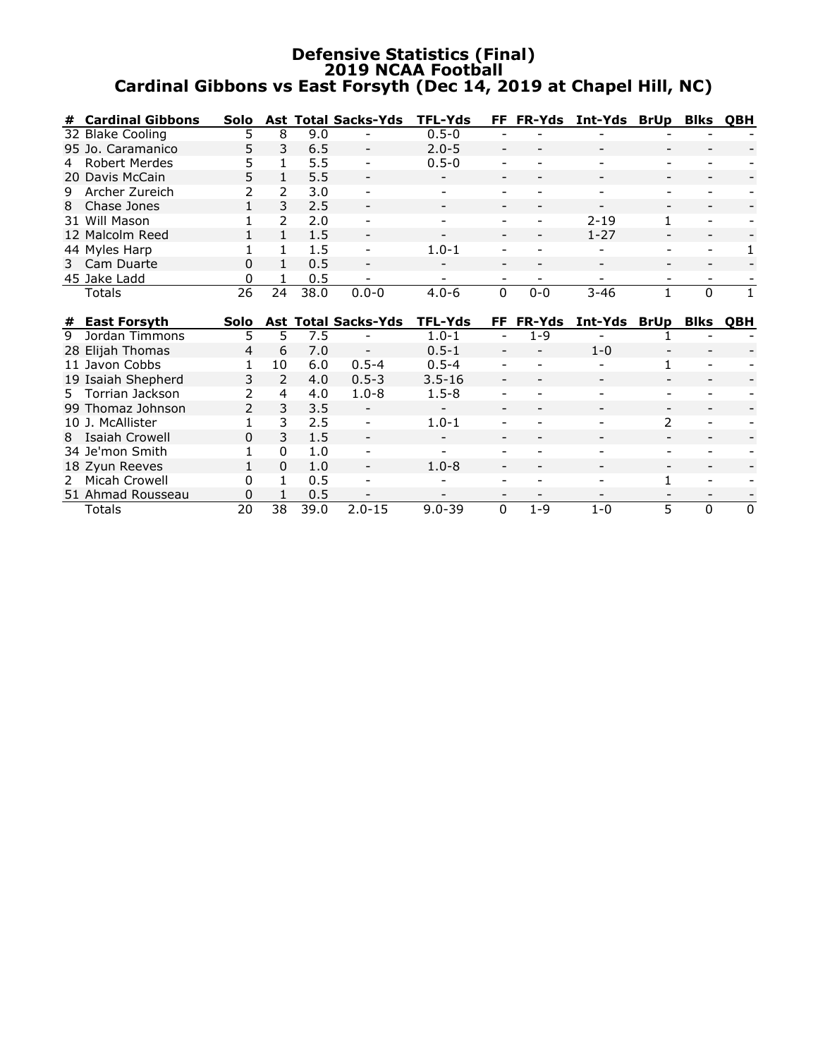# Defensive Statistics (Final)
## 2019 NCAA Football
## Cardinal Gibbons vs East Forsyth (Dec 14, 2019 at Chapel Hill, NC)

| # | Cardinal Gibbons | Solo | Ast | Total | Sacks-Yds | TFL-Yds | FF | FR-Yds | Int-Yds | BrUp | Blks | QBH |
|---|---|---|---|---|---|---|---|---|---|---|---|---|
| 32 | Blake Cooling | 5 | 8 | 9.0 | - | 0.5-0 | - | - | - | - | - | - |
| 95 | Jo. Caramanico | 5 | 3 | 6.5 | - | 2.0-5 | - | - | - | - | - | - |
| 4 | Robert Merdes | 5 | 1 | 5.5 | - | 0.5-0 | - | - | - | - | - | - |
| 20 | Davis McCain | 5 | 1 | 5.5 | - | - | - | - | - | - | - | - |
| 9 | Archer Zureich | 2 | 2 | 3.0 | - | - | - | - | - | - | - | - |
| 8 | Chase Jones | 1 | 3 | 2.5 | - | - | - | - | - | - | - | - |
| 31 | Will Mason | 1 | 2 | 2.0 | - | - | - | - | 2-19 | 1 | - | - |
| 12 | Malcolm Reed | 1 | 1 | 1.5 | - | - | - | - | 1-27 | - | - | - |
| 44 | Myles Harp | 1 | 1 | 1.5 | - | 1.0-1 | - | - | - | - | - | 1 |
| 3 | Cam Duarte | 0 | 1 | 0.5 | - | - | - | - | - | - | - | - |
| 45 | Jake Ladd | 0 | 1 | 0.5 | - | - | - | - | - | - | - | - |
| | Totals | 26 | 24 | 38.0 | 0.0-0 | 4.0-6 | 0 | 0-0 | 3-46 | 1 | 0 | 1 |

| # | East Forsyth | Solo | Ast | Total | Sacks-Yds | TFL-Yds | FF | FR-Yds | Int-Yds | BrUp | Blks | QBH |
|---|---|---|---|---|---|---|---|---|---|---|---|---|
| 9 | Jordan Timmons | 5 | 5 | 7.5 | - | 1.0-1 | - | 1-9 | - | 1 | - | - |
| 28 | Elijah Thomas | 4 | 6 | 7.0 | - | 0.5-1 | - | - | 1-0 | - | - | - |
| 11 | Javon Cobbs | 1 | 10 | 6.0 | 0.5-4 | 0.5-4 | - | - | - | 1 | - | - |
| 19 | Isaiah Shepherd | 3 | 2 | 4.0 | 0.5-3 | 3.5-16 | - | - | - | - | - | - |
| 5 | Torrian Jackson | 2 | 4 | 4.0 | 1.0-8 | 1.5-8 | - | - | - | - | - | - |
| 99 | Thomaz Johnson | 2 | 3 | 3.5 | - | - | - | - | - | - | - | - |
| 10 | J. McAllister | 1 | 3 | 2.5 | - | 1.0-1 | - | - | - | 2 | - | - |
| 8 | Isaiah Crowell | 0 | 3 | 1.5 | - | - | - | - | - | - | - | - |
| 34 | Je'mon Smith | 1 | 0 | 1.0 | - | - | - | - | - | - | - | - |
| 18 | Zyun Reeves | 1 | 0 | 1.0 | - | 1.0-8 | - | - | - | - | - | - |
| 2 | Micah Crowell | 0 | 1 | 0.5 | - | - | - | - | - | 1 | - | - |
| 51 | Ahmad Rousseau | 0 | 1 | 0.5 | - | - | - | - | - | - | - | - |
| | Totals | 20 | 38 | 39.0 | 2.0-15 | 9.0-39 | 0 | 1-9 | 1-0 | 5 | 0 | 0 |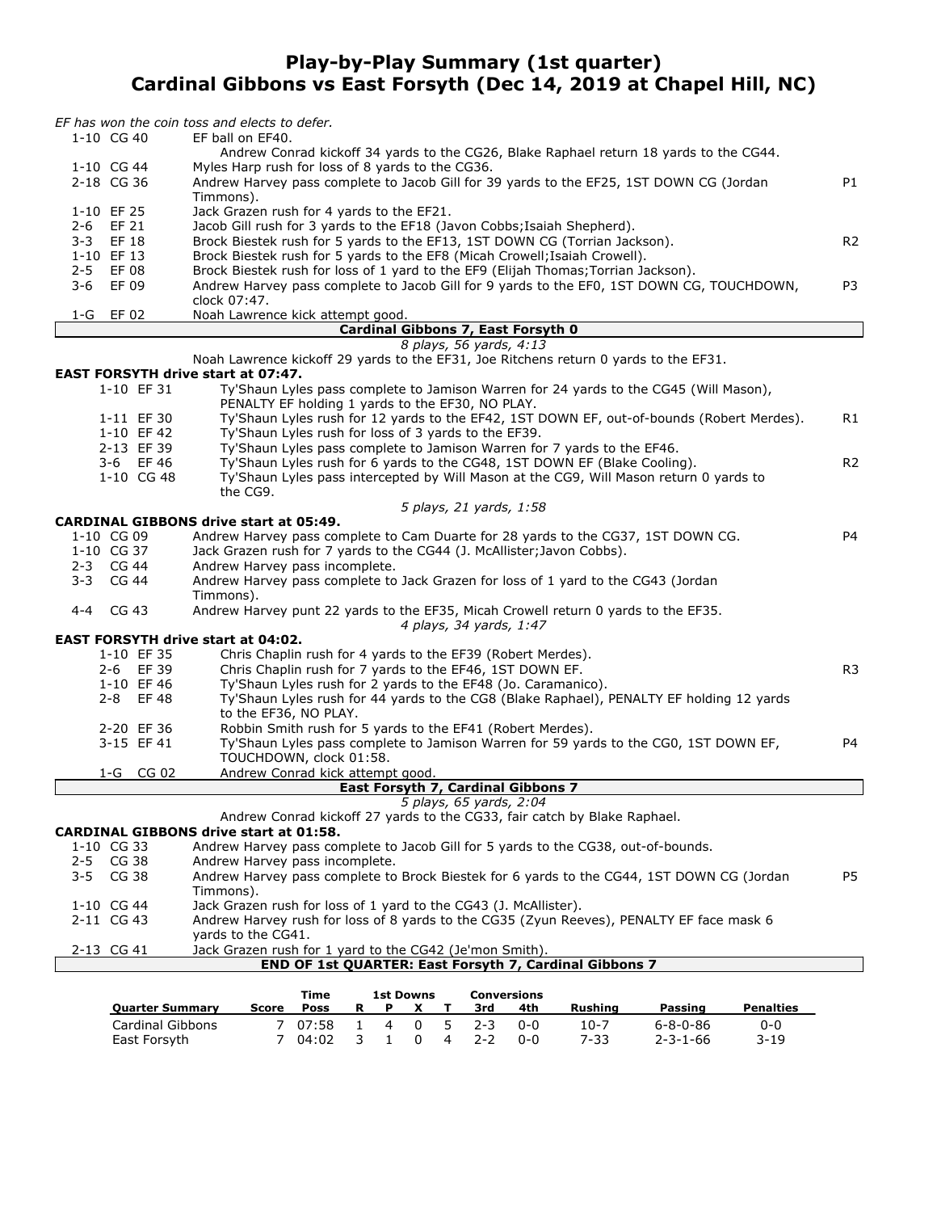# Play-by-Play Summary (1st quarter)
## Cardinal Gibbons vs East Forsyth (Dec 14, 2019 at Chapel Hill, NC)

*EF has won the coin toss and elects to defer.*

| Down | Play | |
|---|---|---|
| 1-10 CG 40 | EF ball on EF40. | |
| | Andrew Conrad kickoff 34 yards to the CG26, Blake Raphael return 18 yards to the CG44. | |
| 1-10 CG 44 | Myles Harp rush for loss of 8 yards to the CG36. | |
| 2-18 CG 36 | Andrew Harvey pass complete to Jacob Gill for 39 yards to the EF25, 1ST DOWN CG (Jordan Timmons). | P1 |
| 1-10 EF 25 | Jack Grazen rush for 4 yards to the EF21. | |
| 2-6 EF 21 | Jacob Gill rush for 3 yards to the EF18 (Javon Cobbs;Isaiah Shepherd). | |
| 3-3 EF 18 | Brock Biestek rush for 5 yards to the EF13, 1ST DOWN CG (Torrian Jackson). | R2 |
| 1-10 EF 13 | Brock Biestek rush for 5 yards to the EF8 (Micah Crowell;Isaiah Crowell). | |
| 2-5 EF 08 | Brock Biestek rush for loss of 1 yard to the EF9 (Elijah Thomas;Torrian Jackson). | |
| 3-6 EF 09 | Andrew Harvey pass complete to Jacob Gill for 9 yards to the EF0, 1ST DOWN CG, TOUCHDOWN, clock 07:47. | P3 |
| 1-G EF 02 | Noah Lawrence kick attempt good. | |

**Cardinal Gibbons 7, East Forsyth 0**

*8 plays, 56 yards, 4:13*

Noah Lawrence kickoff 29 yards to the EF31, Joe Ritchens return 0 yards to the EF31.

**EAST FORSYTH drive start at 07:47.**

| Down | Play | |
|---|---|---|
| 1-10 EF 31 | Ty'Shaun Lyles pass complete to Jamison Warren for 24 yards to the CG45 (Will Mason), PENALTY EF holding 1 yards to the EF30, NO PLAY. | |
| 1-11 EF 30 | Ty'Shaun Lyles rush for 12 yards to the EF42, 1ST DOWN EF, out-of-bounds (Robert Merdes). | R1 |
| 1-10 EF 42 | Ty'Shaun Lyles rush for loss of 3 yards to the EF39. | |
| 2-13 EF 39 | Ty'Shaun Lyles pass complete to Jamison Warren for 7 yards to the EF46. | |
| 3-6 EF 46 | Ty'Shaun Lyles rush for 6 yards to the CG48, 1ST DOWN EF (Blake Cooling). | R2 |
| 1-10 CG 48 | Ty'Shaun Lyles pass intercepted by Will Mason at the CG9, Will Mason return 0 yards to the CG9. | |

*5 plays, 21 yards, 1:58*

**CARDINAL GIBBONS drive start at 05:49.**

| Down | Play | |
|---|---|---|
| 1-10 CG 09 | Andrew Harvey pass complete to Cam Duarte for 28 yards to the CG37, 1ST DOWN CG. | P4 |
| 1-10 CG 37 | Jack Grazen rush for 7 yards to the CG44 (J. McAllister;Javon Cobbs). | |
| 2-3 CG 44 | Andrew Harvey pass incomplete. | |
| 3-3 CG 44 | Andrew Harvey pass complete to Jack Grazen for loss of 1 yard to the CG43 (Jordan Timmons). | |
| 4-4 CG 43 | Andrew Harvey punt 22 yards to the EF35, Micah Crowell return 0 yards to the EF35. | |

*4 plays, 34 yards, 1:47*

**EAST FORSYTH drive start at 04:02.**

| Down | Play | |
|---|---|---|
| 1-10 EF 35 | Chris Chaplin rush for 4 yards to the EF39 (Robert Merdes). | |
| 2-6 EF 39 | Chris Chaplin rush for 7 yards to the EF46, 1ST DOWN EF. | R3 |
| 1-10 EF 46 | Ty'Shaun Lyles rush for 2 yards to the EF48 (Jo. Caramanico). | |
| 2-8 EF 48 | Ty'Shaun Lyles rush for 44 yards to the CG8 (Blake Raphael), PENALTY EF holding 12 yards to the EF36, NO PLAY. | |
| 2-20 EF 36 | Robbin Smith rush for 5 yards to the EF41 (Robert Merdes). | |
| 3-15 EF 41 | Ty'Shaun Lyles pass complete to Jamison Warren for 59 yards to the CG0, 1ST DOWN EF, TOUCHDOWN, clock 01:58. | P4 |
| 1-G CG 02 | Andrew Conrad kick attempt good. | |

**East Forsyth 7, Cardinal Gibbons 7**

*5 plays, 65 yards, 2:04*

Andrew Conrad kickoff 27 yards to the CG33, fair catch by Blake Raphael.

**CARDINAL GIBBONS drive start at 01:58.**

| Down | Play | |
|---|---|---|
| 1-10 CG 33 | Andrew Harvey pass complete to Jacob Gill for 5 yards to the CG38, out-of-bounds. | |
| 2-5 CG 38 | Andrew Harvey pass incomplete. | |
| 3-5 CG 38 | Andrew Harvey pass complete to Brock Biestek for 6 yards to the CG44, 1ST DOWN CG (Jordan Timmons). | P5 |
| 1-10 CG 44 | Jack Grazen rush for loss of 1 yard to the CG43 (J. McAllister). | |
| 2-11 CG 43 | Andrew Harvey rush for loss of 8 yards to the CG35 (Zyun Reeves), PENALTY EF face mask 6 yards to the CG41. | |
| 2-13 CG 41 | Jack Grazen rush for 1 yard to the CG42 (Je'mon Smith). | |

**END OF 1st QUARTER: East Forsyth 7, Cardinal Gibbons 7**

| Quarter Summary | Score | Time Poss | 1st Downs R | P | X | T | Conversions 3rd | 4th | Rushing | Passing | Penalties |
|---|---|---|---|---|---|---|---|---|---|---|---|
| Cardinal Gibbons | 7 | 07:58 | 1 | 4 | 0 | 5 | 2-3 | 0-0 | 10-7 | 6-8-0-86 | 0-0 |
| East Forsyth | 7 | 04:02 | 3 | 1 | 0 | 4 | 2-2 | 0-0 | 7-33 | 2-3-1-66 | 3-19 |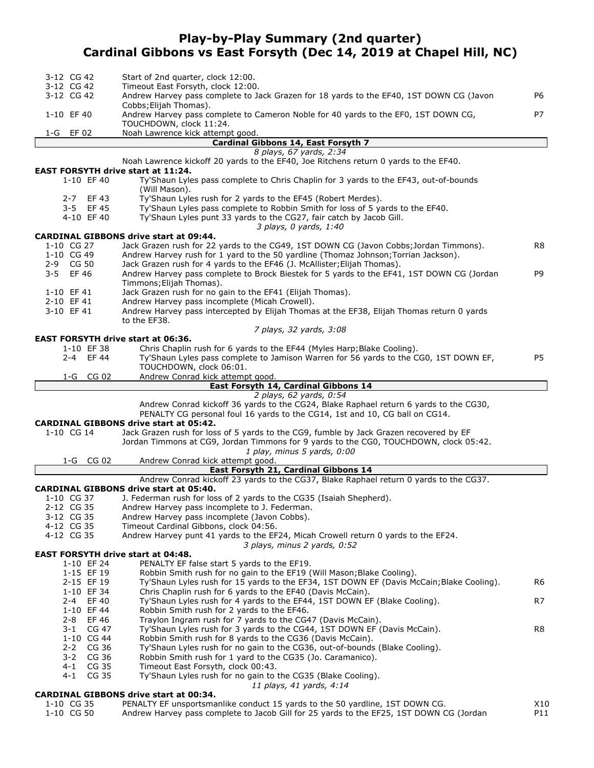# Play-by-Play Summary (2nd quarter)
## Cardinal Gibbons vs East Forsyth (Dec 14, 2019 at Chapel Hill, NC)

| Down | Play | |
|---|---|---|
| 3-12 CG 42 | Start of 2nd quarter, clock 12:00. | |
| 3-12 CG 42 | Timeout East Forsyth, clock 12:00. | |
| 3-12 CG 42 | Andrew Harvey pass complete to Jack Grazen for 18 yards to the EF40, 1ST DOWN CG (Javon Cobbs;Elijah Thomas). | P6 |
| 1-10 EF 40 | Andrew Harvey pass complete to Cameron Noble for 40 yards to the EF0, 1ST DOWN CG, TOUCHDOWN, clock 11:24. | P7 |
| 1-G EF 02 | Noah Lawrence kick attempt good. | |

**Cardinal Gibbons 14, East Forsyth 7**

*8 plays, 67 yards, 2:34*

Noah Lawrence kickoff 20 yards to the EF40, Joe Ritchens return 0 yards to the EF40.

**EAST FORSYTH drive start at 11:24.**

| Down | Play | |
|---|---|---|
| 1-10 EF 40 | Ty'Shaun Lyles pass complete to Chris Chaplin for 3 yards to the EF43, out-of-bounds (Will Mason). | |
| 2-7 EF 43 | Ty'Shaun Lyles rush for 2 yards to the EF45 (Robert Merdes). | |
| 3-5 EF 45 | Ty'Shaun Lyles pass complete to Robbin Smith for loss of 5 yards to the EF40. | |
| 4-10 EF 40 | Ty'Shaun Lyles punt 33 yards to the CG27, fair catch by Jacob Gill. | |

*3 plays, 0 yards, 1:40*

**CARDINAL GIBBONS drive start at 09:44.**

| Down | Play | |
|---|---|---|
| 1-10 CG 27 | Jack Grazen rush for 22 yards to the CG49, 1ST DOWN CG (Javon Cobbs;Jordan Timmons). | R8 |
| 1-10 CG 49 | Andrew Harvey rush for 1 yard to the 50 yardline (Thomaz Johnson;Torrian Jackson). | |
| 2-9 CG 50 | Jack Grazen rush for 4 yards to the EF46 (J. McAllister;Elijah Thomas). | |
| 3-5 EF 46 | Andrew Harvey pass complete to Brock Biestek for 5 yards to the EF41, 1ST DOWN CG (Jordan Timmons;Elijah Thomas). | P9 |
| 1-10 EF 41 | Jack Grazen rush for no gain to the EF41 (Elijah Thomas). | |
| 2-10 EF 41 | Andrew Harvey pass incomplete (Micah Crowell). | |
| 3-10 EF 41 | Andrew Harvey pass intercepted by Elijah Thomas at the EF38, Elijah Thomas return 0 yards to the EF38. | |

*7 plays, 32 yards, 3:08*

**EAST FORSYTH drive start at 06:36.**

| Down | Play | |
|---|---|---|
| 1-10 EF 38 | Chris Chaplin rush for 6 yards to the EF44 (Myles Harp;Blake Cooling). | |
| 2-4 EF 44 | Ty'Shaun Lyles pass complete to Jamison Warren for 56 yards to the CG0, 1ST DOWN EF, TOUCHDOWN, clock 06:01. | P5 |
| 1-G CG 02 | Andrew Conrad kick attempt good. | |

**East Forsyth 14, Cardinal Gibbons 14**

*2 plays, 62 yards, 0:54*

Andrew Conrad kickoff 36 yards to the CG24, Blake Raphael return 6 yards to the CG30, PENALTY CG personal foul 16 yards to the CG14, 1st and 10, CG ball on CG14.

**CARDINAL GIBBONS drive start at 05:42.**

| Down | Play | |
|---|---|---|
| 1-10 CG 14 | Jack Grazen rush for loss of 5 yards to the CG9, fumble by Jack Grazen recovered by EF Jordan Timmons at CG9, Jordan Timmons for 9 yards to the CG0, TOUCHDOWN, clock 05:42. | |

*1 play, minus 5 yards, 0:00*

| Down | Play | |
|---|---|---|
| 1-G CG 02 | Andrew Conrad kick attempt good. | |

**East Forsyth 21, Cardinal Gibbons 14**

Andrew Conrad kickoff 23 yards to the CG37, Blake Raphael return 0 yards to the CG37.

**CARDINAL GIBBONS drive start at 05:40.**

| Down | Play | |
|---|---|---|
| 1-10 CG 37 | J. Federman rush for loss of 2 yards to the CG35 (Isaiah Shepherd). | |
| 2-12 CG 35 | Andrew Harvey pass incomplete to J. Federman. | |
| 3-12 CG 35 | Andrew Harvey pass incomplete (Javon Cobbs). | |
| 4-12 CG 35 | Timeout Cardinal Gibbons, clock 04:56. | |
| 4-12 CG 35 | Andrew Harvey punt 41 yards to the EF24, Micah Crowell return 0 yards to the EF24. | |

*3 plays, minus 2 yards, 0:52*

**EAST FORSYTH drive start at 04:48.**

| Down | Play | |
|---|---|---|
| 1-10 EF 24 | PENALTY EF false start 5 yards to the EF19. | |
| 1-15 EF 19 | Robbin Smith rush for no gain to the EF19 (Will Mason;Blake Cooling). | |
| 2-15 EF 19 | Ty'Shaun Lyles rush for 15 yards to the EF34, 1ST DOWN EF (Davis McCain;Blake Cooling). | R6 |
| 1-10 EF 34 | Chris Chaplin rush for 6 yards to the EF40 (Davis McCain). | |
| 2-4 EF 40 | Ty'Shaun Lyles rush for 4 yards to the EF44, 1ST DOWN EF (Blake Cooling). | R7 |
| 1-10 EF 44 | Robbin Smith rush for 2 yards to the EF46. | |
| 2-8 EF 46 | Traylon Ingram rush for 7 yards to the CG47 (Davis McCain). | |
| 3-1 CG 47 | Ty'Shaun Lyles rush for 3 yards to the CG44, 1ST DOWN EF (Davis McCain). | R8 |
| 1-10 CG 44 | Robbin Smith rush for 8 yards to the CG36 (Davis McCain). | |
| 2-2 CG 36 | Ty'Shaun Lyles rush for no gain to the CG36, out-of-bounds (Blake Cooling). | |
| 3-2 CG 36 | Robbin Smith rush for 1 yard to the CG35 (Jo. Caramanico). | |
| 4-1 CG 35 | Timeout East Forsyth, clock 00:43. | |
| 4-1 CG 35 | Ty'Shaun Lyles rush for no gain to the CG35 (Blake Cooling). | |

*11 plays, 41 yards, 4:14*

**CARDINAL GIBBONS drive start at 00:34.**

| Down | Play | |
|---|---|---|
| 1-10 CG 35 | PENALTY EF unsportsmanlike conduct 15 yards to the 50 yardline, 1ST DOWN CG. | X10 |
| 1-10 CG 50 | Andrew Harvey pass complete to Jacob Gill for 25 yards to the EF25, 1ST DOWN CG (Jordan | P11 |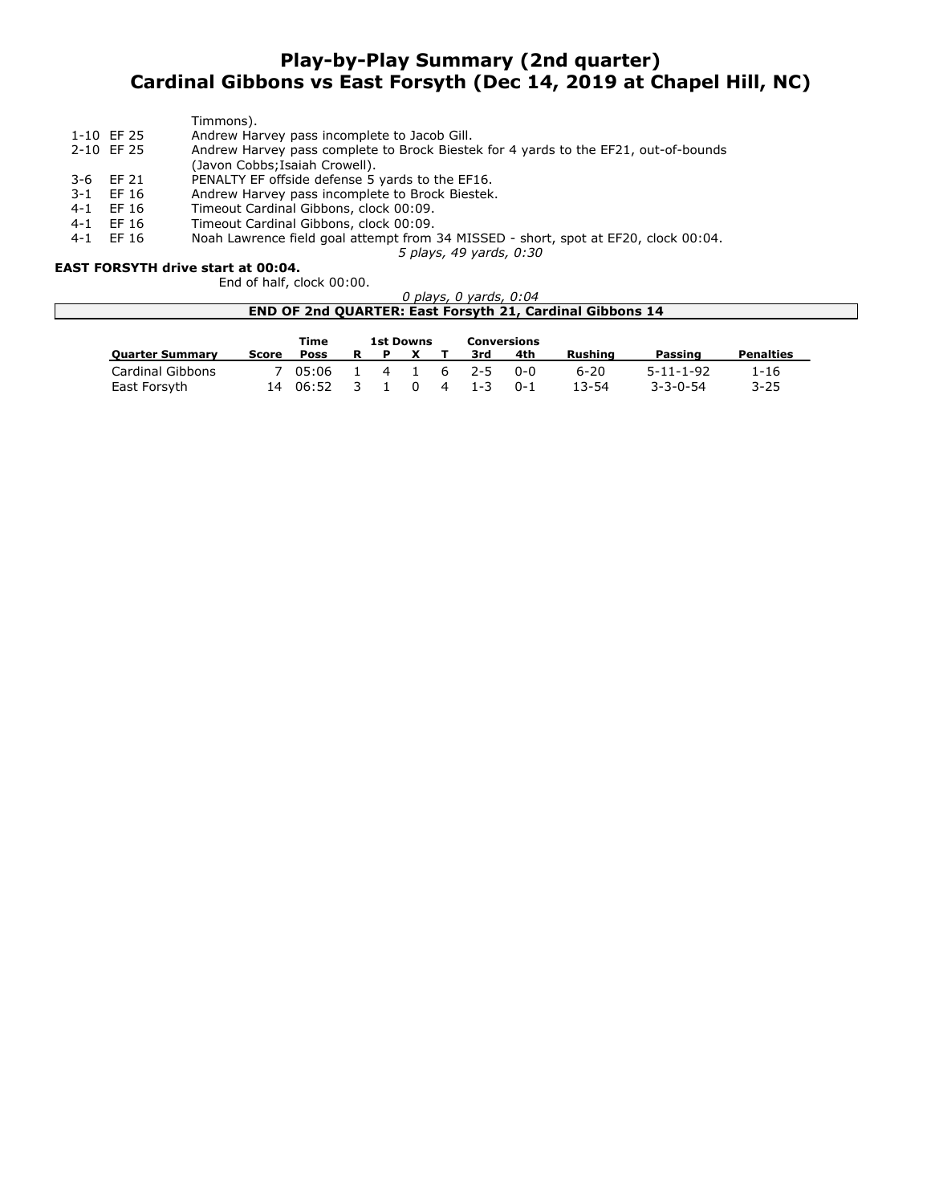# Play-by-Play Summary (2nd quarter)
# Cardinal Gibbons vs East Forsyth (Dec 14, 2019 at Chapel Hill, NC)

| | |
|---|---|
| | Timmons). |
| 1-10 EF 25 | Andrew Harvey pass incomplete to Jacob Gill. |
| 2-10 EF 25 | Andrew Harvey pass complete to Brock Biestek for 4 yards to the EF21, out-of-bounds (Javon Cobbs;Isaiah Crowell). |
| 3-6 EF 21 | PENALTY EF offside defense 5 yards to the EF16. |
| 3-1 EF 16 | Andrew Harvey pass incomplete to Brock Biestek. |
| 4-1 EF 16 | Timeout Cardinal Gibbons, clock 00:09. |
| 4-1 EF 16 | Timeout Cardinal Gibbons, clock 00:09. |
| 4-1 EF 16 | Noah Lawrence field goal attempt from 34 MISSED - short, spot at EF20, clock 00:04. |

*5 plays, 49 yards, 0:30*

**EAST FORSYTH drive start at 00:04.**

End of half, clock 00:00.

*0 plays, 0 yards, 0:04*

**END OF 2nd QUARTER: East Forsyth 21, Cardinal Gibbons 14**

| Quarter Summary | Score | Time Poss | 1st Downs R | P | X | T | Conversions 3rd | 4th | Rushing | Passing | Penalties |
|---|---|---|---|---|---|---|---|---|---|---|---|
| Cardinal Gibbons | 7 | 05:06 | 1 | 4 | 1 | 6 | 2-5 | 0-0 | 6-20 | 5-11-1-92 | 1-16 |
| East Forsyth | 14 | 06:52 | 3 | 1 | 0 | 4 | 1-3 | 0-1 | 13-54 | 3-3-0-54 | 3-25 |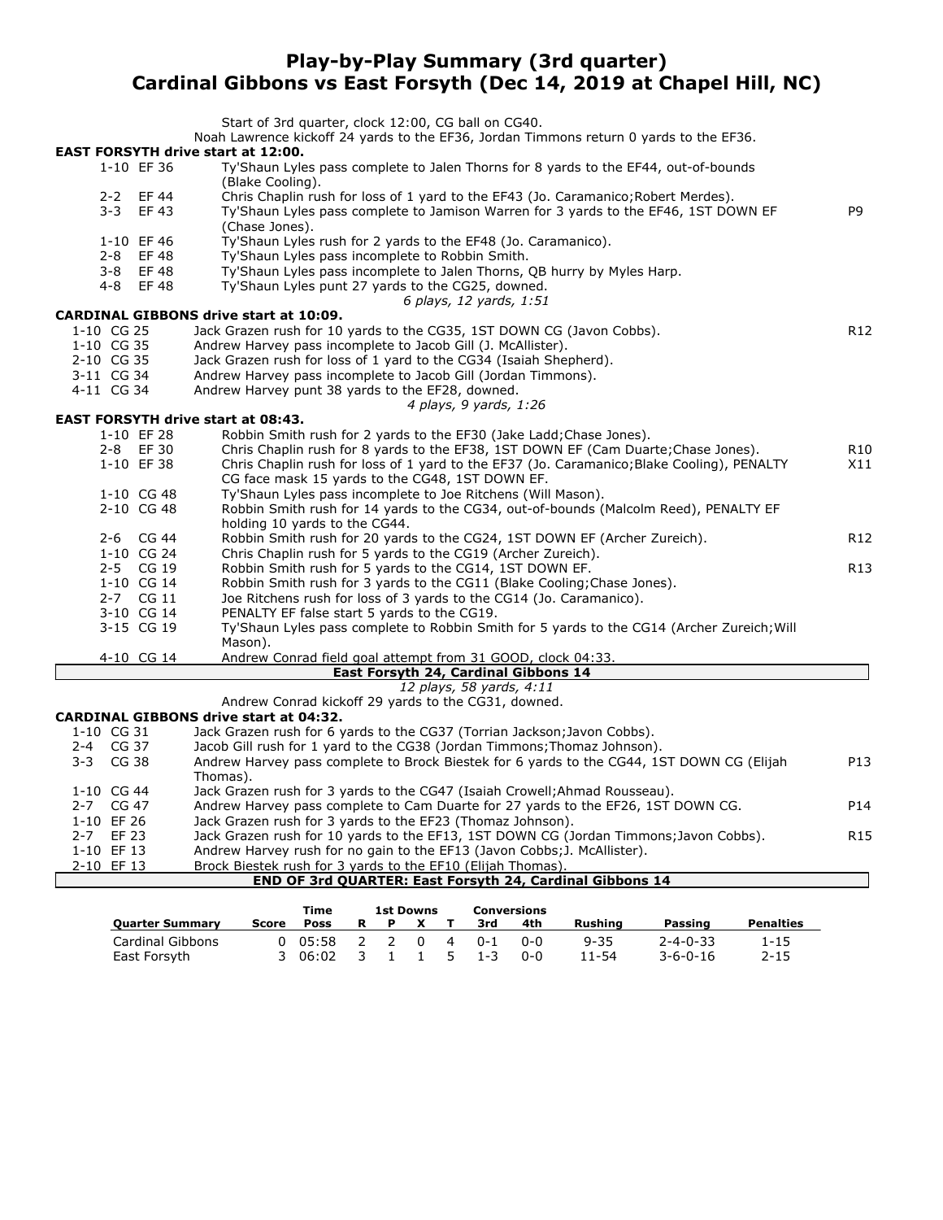# Play-by-Play Summary (3rd quarter)
## Cardinal Gibbons vs East Forsyth (Dec 14, 2019 at Chapel Hill, NC)

Start of 3rd quarter, clock 12:00, CG ball on CG40.
Noah Lawrence kickoff 24 yards to the EF36, Jordan Timmons return 0 yards to the EF36.

**EAST FORSYTH drive start at 12:00.**

| Down | Play | |
|---|---|---|
| 1-10 EF 36 | Ty'Shaun Lyles pass complete to Jalen Thorns for 8 yards to the EF44, out-of-bounds (Blake Cooling). | |
| 2-2 EF 44 | Chris Chaplin rush for loss of 1 yard to the EF43 (Jo. Caramanico;Robert Merdes). | |
| 3-3 EF 43 | Ty'Shaun Lyles pass complete to Jamison Warren for 3 yards to the EF46, 1ST DOWN EF (Chase Jones). | P9 |
| 1-10 EF 46 | Ty'Shaun Lyles rush for 2 yards to the EF48 (Jo. Caramanico). | |
| 2-8 EF 48 | Ty'Shaun Lyles pass incomplete to Robbin Smith. | |
| 3-8 EF 48 | Ty'Shaun Lyles pass incomplete to Jalen Thorns, QB hurry by Myles Harp. | |
| 4-8 EF 48 | Ty'Shaun Lyles punt 27 yards to the CG25, downed. | |

*6 plays, 12 yards, 1:51*

**CARDINAL GIBBONS drive start at 10:09.**

| Down | Play | |
|---|---|---|
| 1-10 CG 25 | Jack Grazen rush for 10 yards to the CG35, 1ST DOWN CG (Javon Cobbs). | R12 |
| 1-10 CG 35 | Andrew Harvey pass incomplete to Jacob Gill (J. McAllister). | |
| 2-10 CG 35 | Jack Grazen rush for loss of 1 yard to the CG34 (Isaiah Shepherd). | |
| 3-11 CG 34 | Andrew Harvey pass incomplete to Jacob Gill (Jordan Timmons). | |
| 4-11 CG 34 | Andrew Harvey punt 38 yards to the EF28, downed. | |

*4 plays, 9 yards, 1:26*

**EAST FORSYTH drive start at 08:43.**

| Down | Play | |
|---|---|---|
| 1-10 EF 28 | Robbin Smith rush for 2 yards to the EF30 (Jake Ladd;Chase Jones). | |
| 2-8 EF 30 | Chris Chaplin rush for 8 yards to the EF38, 1ST DOWN EF (Cam Duarte;Chase Jones). | R10 |
| 1-10 EF 38 | Chris Chaplin rush for loss of 1 yard to the EF37 (Jo. Caramanico;Blake Cooling), PENALTY CG face mask 15 yards to the CG48, 1ST DOWN EF. | X11 |
| 1-10 CG 48 | Ty'Shaun Lyles pass incomplete to Joe Ritchens (Will Mason). | |
| 2-10 CG 48 | Robbin Smith rush for 14 yards to the CG34, out-of-bounds (Malcolm Reed), PENALTY EF holding 10 yards to the CG44. | |
| 2-6 CG 44 | Robbin Smith rush for 20 yards to the CG24, 1ST DOWN EF (Archer Zureich). | R12 |
| 1-10 CG 24 | Chris Chaplin rush for 5 yards to the CG19 (Archer Zureich). | |
| 2-5 CG 19 | Robbin Smith rush for 5 yards to the CG14, 1ST DOWN EF. | R13 |
| 1-10 CG 14 | Robbin Smith rush for 3 yards to the CG11 (Blake Cooling;Chase Jones). | |
| 2-7 CG 11 | Joe Ritchens rush for loss of 3 yards to the CG14 (Jo. Caramanico). | |
| 3-10 CG 14 | PENALTY EF false start 5 yards to the CG19. | |
| 3-15 CG 19 | Ty'Shaun Lyles pass complete to Robbin Smith for 5 yards to the CG14 (Archer Zureich;Will Mason). | |
| 4-10 CG 14 | Andrew Conrad field goal attempt from 31 GOOD, clock 04:33. | |

**East Forsyth 24, Cardinal Gibbons 14**

*12 plays, 58 yards, 4:11*

Andrew Conrad kickoff 29 yards to the CG31, downed.

**CARDINAL GIBBONS drive start at 04:32.**

| Down | Play | |
|---|---|---|
| 1-10 CG 31 | Jack Grazen rush for 6 yards to the CG37 (Torrian Jackson;Javon Cobbs). | |
| 2-4 CG 37 | Jacob Gill rush for 1 yard to the CG38 (Jordan Timmons;Thomaz Johnson). | |
| 3-3 CG 38 | Andrew Harvey pass complete to Brock Biestek for 6 yards to the CG44, 1ST DOWN CG (Elijah Thomas). | P13 |
| 1-10 CG 44 | Jack Grazen rush for 3 yards to the CG47 (Isaiah Crowell;Ahmad Rousseau). | |
| 2-7 CG 47 | Andrew Harvey pass complete to Cam Duarte for 27 yards to the EF26, 1ST DOWN CG. | P14 |
| 1-10 EF 26 | Jack Grazen rush for 3 yards to the EF23 (Thomaz Johnson). | |
| 2-7 EF 23 | Jack Grazen rush for 10 yards to the EF13, 1ST DOWN CG (Jordan Timmons;Javon Cobbs). | R15 |
| 1-10 EF 13 | Andrew Harvey rush for no gain to the EF13 (Javon Cobbs;J. McAllister). | |
| 2-10 EF 13 | Brock Biestek rush for 3 yards to the EF10 (Elijah Thomas). | |

**END OF 3rd QUARTER: East Forsyth 24, Cardinal Gibbons 14**

| Quarter Summary | Score | Time Poss | 1st Downs R | P | X | T | Conversions 3rd | 4th | Rushing | Passing | Penalties |
|---|---|---|---|---|---|---|---|---|---|---|---|
| Cardinal Gibbons | 0 | 05:58 | 2 | 2 | 0 | 4 | 0-1 | 0-0 | 9-35 | 2-4-0-33 | 1-15 |
| East Forsyth | 3 | 06:02 | 3 | 1 | 1 | 5 | 1-3 | 0-0 | 11-54 | 3-6-0-16 | 2-15 |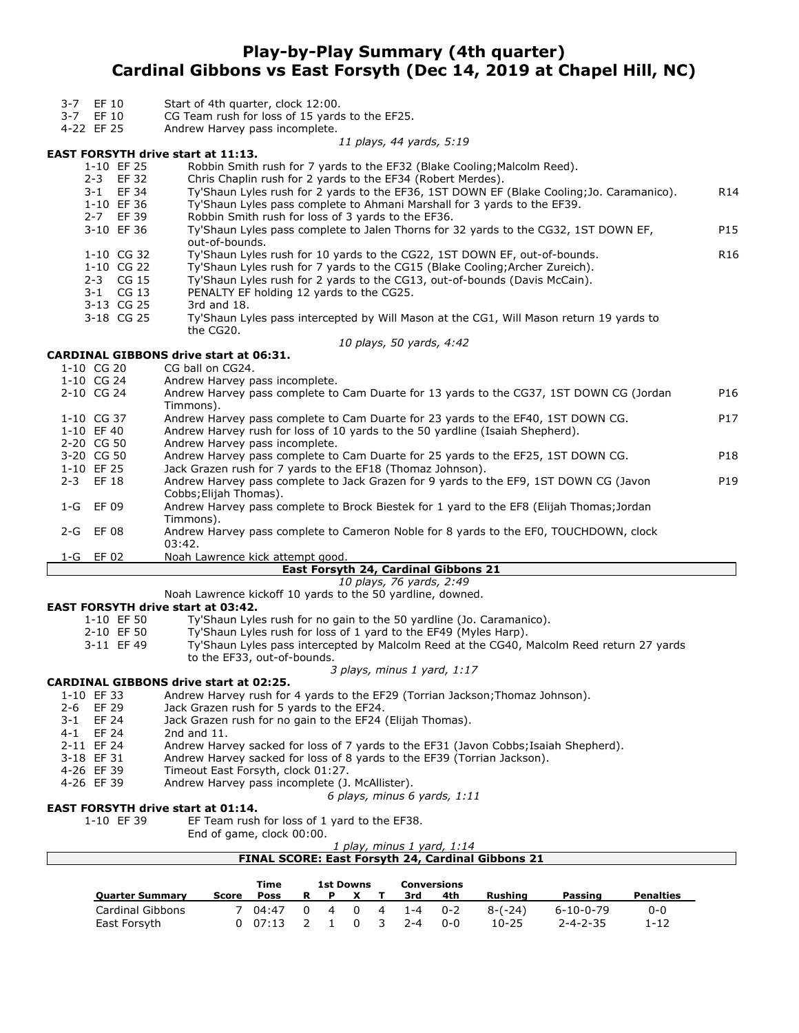# Play-by-Play Summary (4th quarter)
## Cardinal Gibbons vs East Forsyth (Dec 14, 2019 at Chapel Hill, NC)

3-7 EF 10 Start of 4th quarter, clock 12:00.
3-7 EF 10 CG Team rush for loss of 15 yards to the EF25.
4-22 EF 25 Andrew Harvey pass incomplete.

*11 plays, 44 yards, 5:19*

**EAST FORSYTH drive start at 11:13.**

| | | | |
|---|---|---|---|
| 1-10 | EF 25 | Robbin Smith rush for 7 yards to the EF32 (Blake Cooling;Malcolm Reed). | |
| 2-3 | EF 32 | Chris Chaplin rush for 2 yards to the EF34 (Robert Merdes). | |
| 3-1 | EF 34 | Ty'Shaun Lyles rush for 2 yards to the EF36, 1ST DOWN EF (Blake Cooling;Jo. Caramanico). | R14 |
| 1-10 | EF 36 | Ty'Shaun Lyles pass complete to Ahmani Marshall for 3 yards to the EF39. | |
| 2-7 | EF 39 | Robbin Smith rush for loss of 3 yards to the EF36. | |
| 3-10 | EF 36 | Ty'Shaun Lyles pass complete to Jalen Thorns for 32 yards to the CG32, 1ST DOWN EF, out-of-bounds. | P15 |
| 1-10 | CG 32 | Ty'Shaun Lyles rush for 10 yards to the CG22, 1ST DOWN EF, out-of-bounds. | R16 |
| 1-10 | CG 22 | Ty'Shaun Lyles rush for 7 yards to the CG15 (Blake Cooling;Archer Zureich). | |
| 2-3 | CG 15 | Ty'Shaun Lyles rush for 2 yards to the CG13, out-of-bounds (Davis McCain). | |
| 3-1 | CG 13 | PENALTY EF holding 12 yards to the CG25. | |
| 3-13 | CG 25 | 3rd and 18. | |
| 3-18 | CG 25 | Ty'Shaun Lyles pass intercepted by Will Mason at the CG1, Will Mason return 19 yards to the CG20. | |

*10 plays, 50 yards, 4:42*

**CARDINAL GIBBONS drive start at 06:31.**

| | | | |
|---|---|---|---|
| 1-10 | CG 20 | CG ball on CG24. | |
| 1-10 | CG 24 | Andrew Harvey pass incomplete. | |
| 2-10 | CG 24 | Andrew Harvey pass complete to Cam Duarte for 13 yards to the CG37, 1ST DOWN CG (Jordan Timmons). | P16 |
| 1-10 | CG 37 | Andrew Harvey pass complete to Cam Duarte for 23 yards to the EF40, 1ST DOWN CG. | P17 |
| 1-10 | EF 40 | Andrew Harvey rush for loss of 10 yards to the 50 yardline (Isaiah Shepherd). | |
| 2-20 | CG 50 | Andrew Harvey pass incomplete. | |
| 3-20 | CG 50 | Andrew Harvey pass complete to Cam Duarte for 25 yards to the EF25, 1ST DOWN CG. | P18 |
| 1-10 | EF 25 | Jack Grazen rush for 7 yards to the EF18 (Thomaz Johnson). | |
| 2-3 | EF 18 | Andrew Harvey pass complete to Jack Grazen for 9 yards to the EF9, 1ST DOWN CG (Javon Cobbs;Elijah Thomas). | P19 |
| 1-G | EF 09 | Andrew Harvey pass complete to Brock Biestek for 1 yard to the EF8 (Elijah Thomas;Jordan Timmons). | |
| 2-G | EF 08 | Andrew Harvey pass complete to Cameron Noble for 8 yards to the EF0, TOUCHDOWN, clock 03:42. | |
| 1-G | EF 02 | Noah Lawrence kick attempt good. | |

**East Forsyth 24, Cardinal Gibbons 21**

*10 plays, 76 yards, 2:49*

Noah Lawrence kickoff 10 yards to the 50 yardline, downed.

**EAST FORSYTH drive start at 03:42.**

| | | |
|---|---|---|
| 1-10 | EF 50 | Ty'Shaun Lyles rush for no gain to the 50 yardline (Jo. Caramanico). |
| 2-10 | EF 50 | Ty'Shaun Lyles rush for loss of 1 yard to the EF49 (Myles Harp). |
| 3-11 | EF 49 | Ty'Shaun Lyles pass intercepted by Malcolm Reed at the CG40, Malcolm Reed return 27 yards to the EF33, out-of-bounds. |

*3 plays, minus 1 yard, 1:17*

**CARDINAL GIBBONS drive start at 02:25.**

| | | |
|---|---|---|
| 1-10 | EF 33 | Andrew Harvey rush for 4 yards to the EF29 (Torrian Jackson;Thomaz Johnson). |
| 2-6 | EF 29 | Jack Grazen rush for 5 yards to the EF24. |
| 3-1 | EF 24 | Jack Grazen rush for no gain to the EF24 (Elijah Thomas). |
| 4-1 | EF 24 | 2nd and 11. |
| 2-11 | EF 24 | Andrew Harvey sacked for loss of 7 yards to the EF31 (Javon Cobbs;Isaiah Shepherd). |
| 3-18 | EF 31 | Andrew Harvey sacked for loss of 8 yards to the EF39 (Torrian Jackson). |
| 4-26 | EF 39 | Timeout East Forsyth, clock 01:27. |
| 4-26 | EF 39 | Andrew Harvey pass incomplete (J. McAllister). |

*6 plays, minus 6 yards, 1:11*

**EAST FORSYTH drive start at 01:14.**

1-10 EF 39 EF Team rush for loss of 1 yard to the EF38.
End of game, clock 00:00.

*1 play, minus 1 yard, 1:14*

**FINAL SCORE: East Forsyth 24, Cardinal Gibbons 21**

| Quarter Summary | Score | Time Poss | 1st Downs R | P | X | T | Conversions 3rd | 4th | Rushing | Passing | Penalties |
|---|---|---|---|---|---|---|---|---|---|---|---|
| Cardinal Gibbons | 7 | 04:47 | 0 | 4 | 0 | 4 | 1-4 | 0-2 | 8-(-24) | 6-10-0-79 | 0-0 |
| East Forsyth | 0 | 07:13 | 2 | 1 | 0 | 3 | 2-4 | 0-0 | 10-25 | 2-4-2-35 | 1-12 |